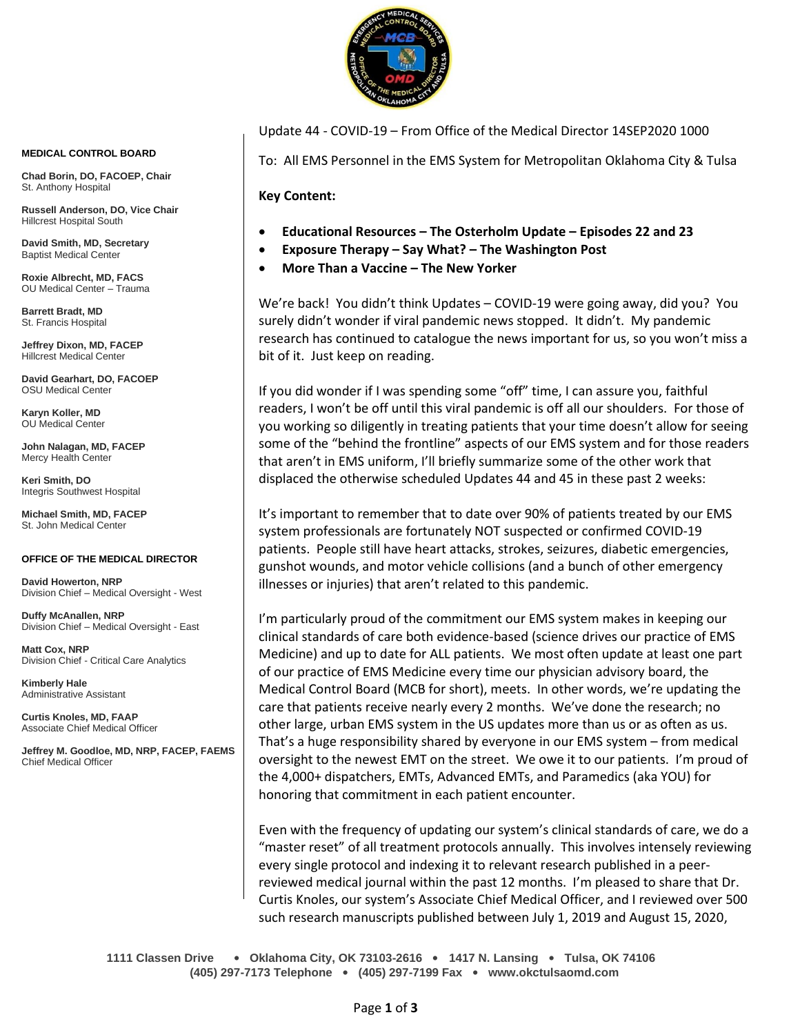Update 44 - COVID-19 – From Office of the Medical Director 14SEP2020 1000

To: All EMS Personnel in the EMS System for Metropolitan Oklahoma City & Tulsa

**MEDICAL CONTROL BOARD**

**Chad Borin, DO, FACOEP, Chair**
St. Anthony Hospital

**Russell Anderson, DO, Vice Chair**
Hillcrest Hospital South

**David Smith, MD, Secretary**
Baptist Medical Center

**Roxie Albrecht, MD, FACS**
OU Medical Center – Trauma

**Barrett Bradt, MD**
St. Francis Hospital

**Jeffrey Dixon, MD, FACEP**
Hillcrest Medical Center

**David Gearhart, DO, FACOEP**
OSU Medical Center

**Karyn Koller, MD**
OU Medical Center

**John Nalagan, MD, FACEP**
Mercy Health Center

**Keri Smith, DO**
Integris Southwest Hospital

**Michael Smith, MD, FACEP**
St. John Medical Center

**OFFICE OF THE MEDICAL DIRECTOR**

**David Howerton, NRP**
Division Chief – Medical Oversight - West

**Duffy McAnallen, NRP**
Division Chief – Medical Oversight - East

**Matt Cox, NRP**
Division Chief - Critical Care Analytics

**Kimberly Hale**
Administrative Assistant

**Curtis Knoles, MD, FAAP**
Associate Chief Medical Officer

**Jeffrey M. Goodloe, MD, NRP, FACEP, FAEMS**
Chief Medical Officer

**Key Content:**

- **Educational Resources – The Osterholm Update – Episodes 22 and 23**
- **Exposure Therapy – Say What? – The Washington Post**
- **More Than a Vaccine – The New Yorker**

We're back! You didn't think Updates – COVID-19 were going away, did you? You surely didn't wonder if viral pandemic news stopped. It didn't. My pandemic research has continued to catalogue the news important for us, so you won't miss a bit of it. Just keep on reading.

If you did wonder if I was spending some "off" time, I can assure you, faithful readers, I won't be off until this viral pandemic is off all our shoulders. For those of you working so diligently in treating patients that your time doesn't allow for seeing some of the "behind the frontline" aspects of our EMS system and for those readers that aren't in EMS uniform, I'll briefly summarize some of the other work that displaced the otherwise scheduled Updates 44 and 45 in these past 2 weeks:

It's important to remember that to date over 90% of patients treated by our EMS system professionals are fortunately NOT suspected or confirmed COVID-19 patients. People still have heart attacks, strokes, seizures, diabetic emergencies, gunshot wounds, and motor vehicle collisions (and a bunch of other emergency illnesses or injuries) that aren't related to this pandemic.

I'm particularly proud of the commitment our EMS system makes in keeping our clinical standards of care both evidence-based (science drives our practice of EMS Medicine) and up to date for ALL patients. We most often update at least one part of our practice of EMS Medicine every time our physician advisory board, the Medical Control Board (MCB for short), meets. In other words, we're updating the care that patients receive nearly every 2 months. We've done the research; no other large, urban EMS system in the US updates more than us or as often as us. That's a huge responsibility shared by everyone in our EMS system – from medical oversight to the newest EMT on the street. We owe it to our patients. I'm proud of the 4,000+ dispatchers, EMTs, Advanced EMTs, and Paramedics (aka YOU) for honoring that commitment in each patient encounter.

Even with the frequency of updating our system's clinical standards of care, we do a "master reset" of all treatment protocols annually. This involves intensely reviewing every single protocol and indexing it to relevant research published in a peer-reviewed medical journal within the past 12 months. I'm pleased to share that Dr. Curtis Knoles, our system's Associate Chief Medical Officer, and I reviewed over 500 such research manuscripts published between July 1, 2019 and August 15, 2020,

1111 Classen Drive • Oklahoma City, OK 73103-2616 • 1417 N. Lansing • Tulsa, OK 74106
(405) 297-7173 Telephone • (405) 297-7199 Fax • www.okctulsaomd.com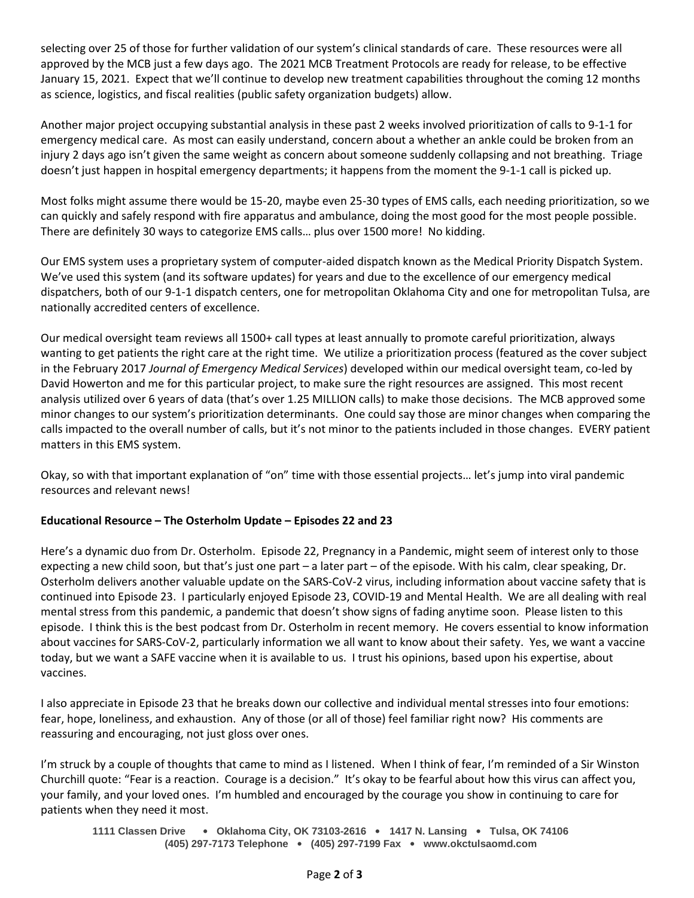selecting over 25 of those for further validation of our system's clinical standards of care. These resources were all approved by the MCB just a few days ago. The 2021 MCB Treatment Protocols are ready for release, to be effective January 15, 2021. Expect that we'll continue to develop new treatment capabilities throughout the coming 12 months as science, logistics, and fiscal realities (public safety organization budgets) allow.

Another major project occupying substantial analysis in these past 2 weeks involved prioritization of calls to 9-1-1 for emergency medical care. As most can easily understand, concern about a whether an ankle could be broken from an injury 2 days ago isn't given the same weight as concern about someone suddenly collapsing and not breathing. Triage doesn't just happen in hospital emergency departments; it happens from the moment the 9-1-1 call is picked up.

Most folks might assume there would be 15-20, maybe even 25-30 types of EMS calls, each needing prioritization, so we can quickly and safely respond with fire apparatus and ambulance, doing the most good for the most people possible. There are definitely 30 ways to categorize EMS calls… plus over 1500 more! No kidding.

Our EMS system uses a proprietary system of computer-aided dispatch known as the Medical Priority Dispatch System. We've used this system (and its software updates) for years and due to the excellence of our emergency medical dispatchers, both of our 9-1-1 dispatch centers, one for metropolitan Oklahoma City and one for metropolitan Tulsa, are nationally accredited centers of excellence.

Our medical oversight team reviews all 1500+ call types at least annually to promote careful prioritization, always wanting to get patients the right care at the right time. We utilize a prioritization process (featured as the cover subject in the February 2017 *Journal of Emergency Medical Services*) developed within our medical oversight team, co-led by David Howerton and me for this particular project, to make sure the right resources are assigned. This most recent analysis utilized over 6 years of data (that's over 1.25 MILLION calls) to make those decisions. The MCB approved some minor changes to our system's prioritization determinants. One could say those are minor changes when comparing the calls impacted to the overall number of calls, but it's not minor to the patients included in those changes. EVERY patient matters in this EMS system.

Okay, so with that important explanation of "on" time with those essential projects… let's jump into viral pandemic resources and relevant news!

**Educational Resource – The Osterholm Update – Episodes 22 and 23**

Here's a dynamic duo from Dr. Osterholm. Episode 22, Pregnancy in a Pandemic, might seem of interest only to those expecting a new child soon, but that's just one part – a later part – of the episode. With his calm, clear speaking, Dr. Osterholm delivers another valuable update on the SARS-CoV-2 virus, including information about vaccine safety that is continued into Episode 23. I particularly enjoyed Episode 23, COVID-19 and Mental Health. We are all dealing with real mental stress from this pandemic, a pandemic that doesn't show signs of fading anytime soon. Please listen to this episode. I think this is the best podcast from Dr. Osterholm in recent memory. He covers essential to know information about vaccines for SARS-CoV-2, particularly information we all want to know about their safety. Yes, we want a vaccine today, but we want a SAFE vaccine when it is available to us. I trust his opinions, based upon his expertise, about vaccines.

I also appreciate in Episode 23 that he breaks down our collective and individual mental stresses into four emotions: fear, hope, loneliness, and exhaustion. Any of those (or all of those) feel familiar right now? His comments are reassuring and encouraging, not just gloss over ones.

I'm struck by a couple of thoughts that came to mind as I listened. When I think of fear, I'm reminded of a Sir Winston Churchill quote: "Fear is a reaction. Courage is a decision." It's okay to be fearful about how this virus can affect you, your family, and your loved ones. I'm humbled and encouraged by the courage you show in continuing to care for patients when they need it most.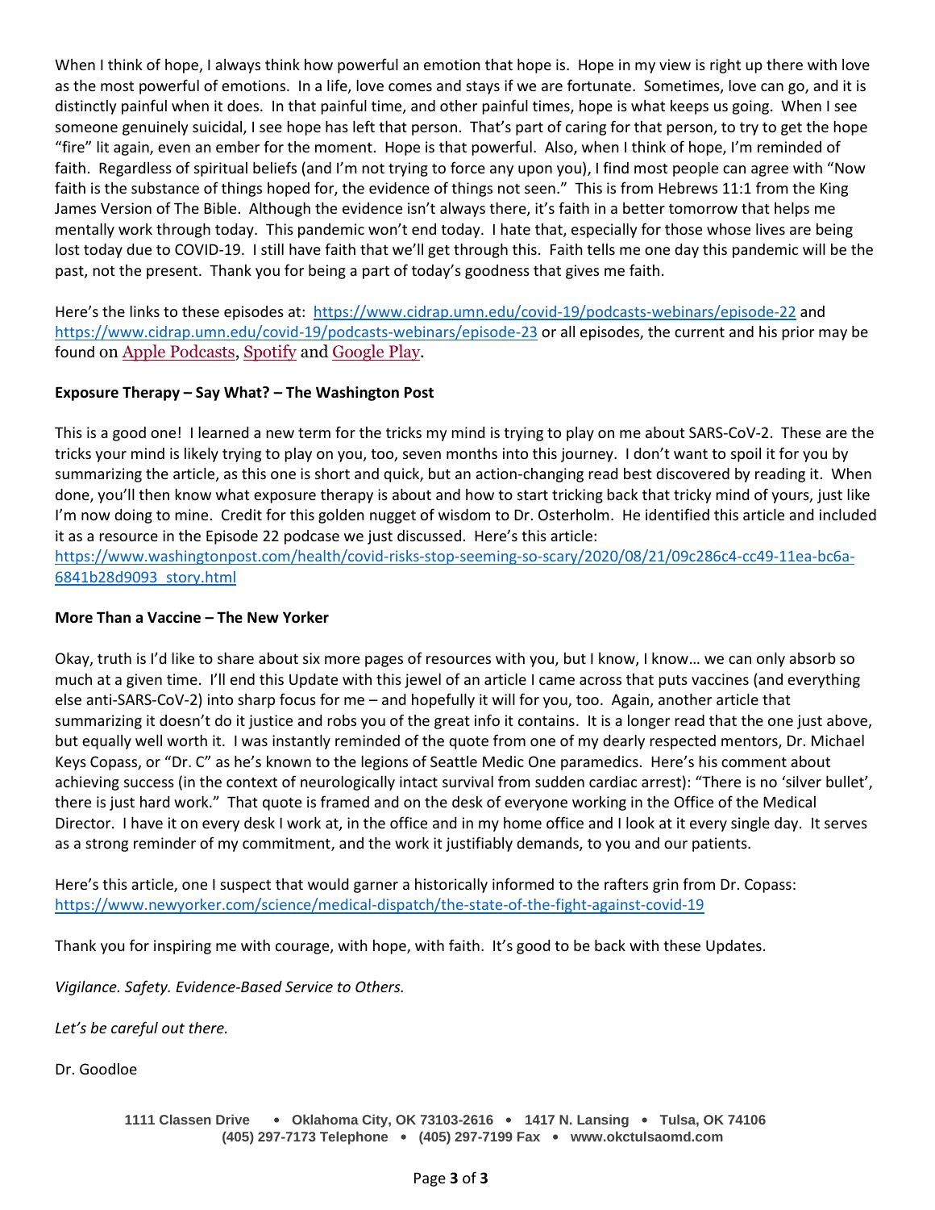When I think of hope, I always think how powerful an emotion that hope is. Hope in my view is right up there with love as the most powerful of emotions. In a life, love comes and stays if we are fortunate. Sometimes, love can go, and it is distinctly painful when it does. In that painful time, and other painful times, hope is what keeps us going. When I see someone genuinely suicidal, I see hope has left that person. That's part of caring for that person, to try to get the hope "fire" lit again, even an ember for the moment. Hope is that powerful. Also, when I think of hope, I'm reminded of faith. Regardless of spiritual beliefs (and I'm not trying to force any upon you), I find most people can agree with "Now faith is the substance of things hoped for, the evidence of things not seen." This is from Hebrews 11:1 from the King James Version of The Bible. Although the evidence isn't always there, it's faith in a better tomorrow that helps me mentally work through today. This pandemic won't end today. I hate that, especially for those whose lives are being lost today due to COVID-19. I still have faith that we'll get through this. Faith tells me one day this pandemic will be the past, not the present. Thank you for being a part of today's goodness that gives me faith.

Here's the links to these episodes at: https://www.cidrap.umn.edu/covid-19/podcasts-webinars/episode-22 and https://www.cidrap.umn.edu/covid-19/podcasts-webinars/episode-23 or all episodes, the current and his prior may be found on Apple Podcasts, Spotify and Google Play.

**Exposure Therapy – Say What? – The Washington Post**

This is a good one! I learned a new term for the tricks my mind is trying to play on me about SARS-CoV-2. These are the tricks your mind is likely trying to play on you, too, seven months into this journey. I don't want to spoil it for you by summarizing the article, as this one is short and quick, but an action-changing read best discovered by reading it. When done, you'll then know what exposure therapy is about and how to start tricking back that tricky mind of yours, just like I'm now doing to mine. Credit for this golden nugget of wisdom to Dr. Osterholm. He identified this article and included it as a resource in the Episode 22 podcase we just discussed. Here's this article:
https://www.washingtonpost.com/health/covid-risks-stop-seeming-so-scary/2020/08/21/09c286c4-cc49-11ea-bc6a-6841b28d9093_story.html

**More Than a Vaccine – The New Yorker**

Okay, truth is I'd like to share about six more pages of resources with you, but I know, I know… we can only absorb so much at a given time. I'll end this Update with this jewel of an article I came across that puts vaccines (and everything else anti-SARS-CoV-2) into sharp focus for me – and hopefully it will for you, too. Again, another article that summarizing it doesn't do it justice and robs you of the great info it contains. It is a longer read that the one just above, but equally well worth it. I was instantly reminded of the quote from one of my dearly respected mentors, Dr. Michael Keys Copass, or "Dr. C" as he's known to the legions of Seattle Medic One paramedics. Here's his comment about achieving success (in the context of neurologically intact survival from sudden cardiac arrest): "There is no 'silver bullet', there is just hard work." That quote is framed and on the desk of everyone working in the Office of the Medical Director. I have it on every desk I work at, in the office and in my home office and I look at it every single day. It serves as a strong reminder of my commitment, and the work it justifiably demands, to you and our patients.

Here's this article, one I suspect that would garner a historically informed to the rafters grin from Dr. Copass:
https://www.newyorker.com/science/medical-dispatch/the-state-of-the-fight-against-covid-19

Thank you for inspiring me with courage, with hope, with faith. It's good to be back with these Updates.

*Vigilance. Safety. Evidence-Based Service to Others.*

*Let's be careful out there.*

Dr. Goodloe

**1111 Classen Drive • Oklahoma City, OK 73103-2616 • 1417 N. Lansing • Tulsa, OK 74106**
**(405) 297-7173 Telephone • (405) 297-7199 Fax • www.okctulsaomd.com**